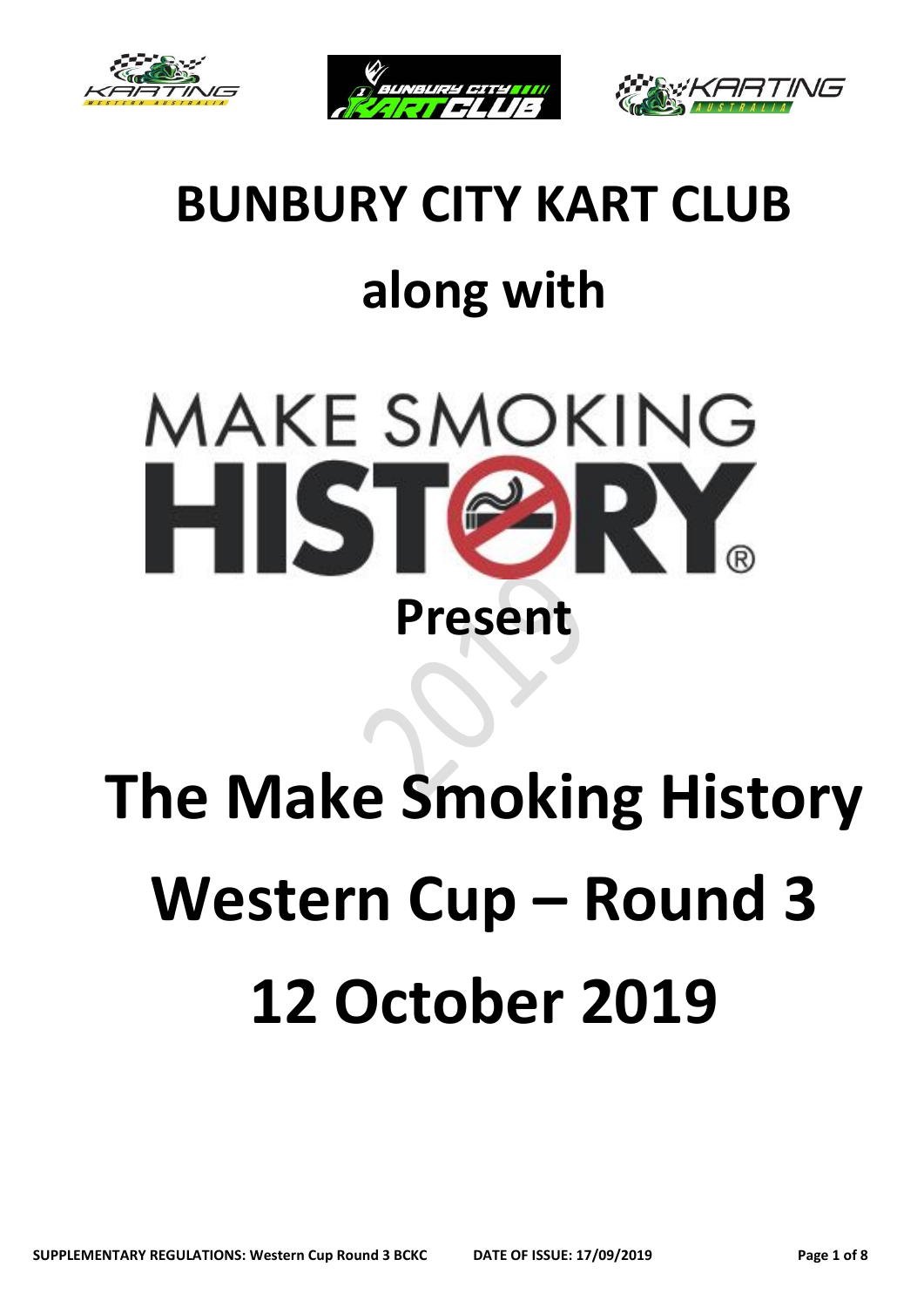# BUNBURY CITY KART CLUB

## along with

MAKE SMOKING HISTORY

## Present

# The Make Smoking History Western Cup – Round 3 12 October 2019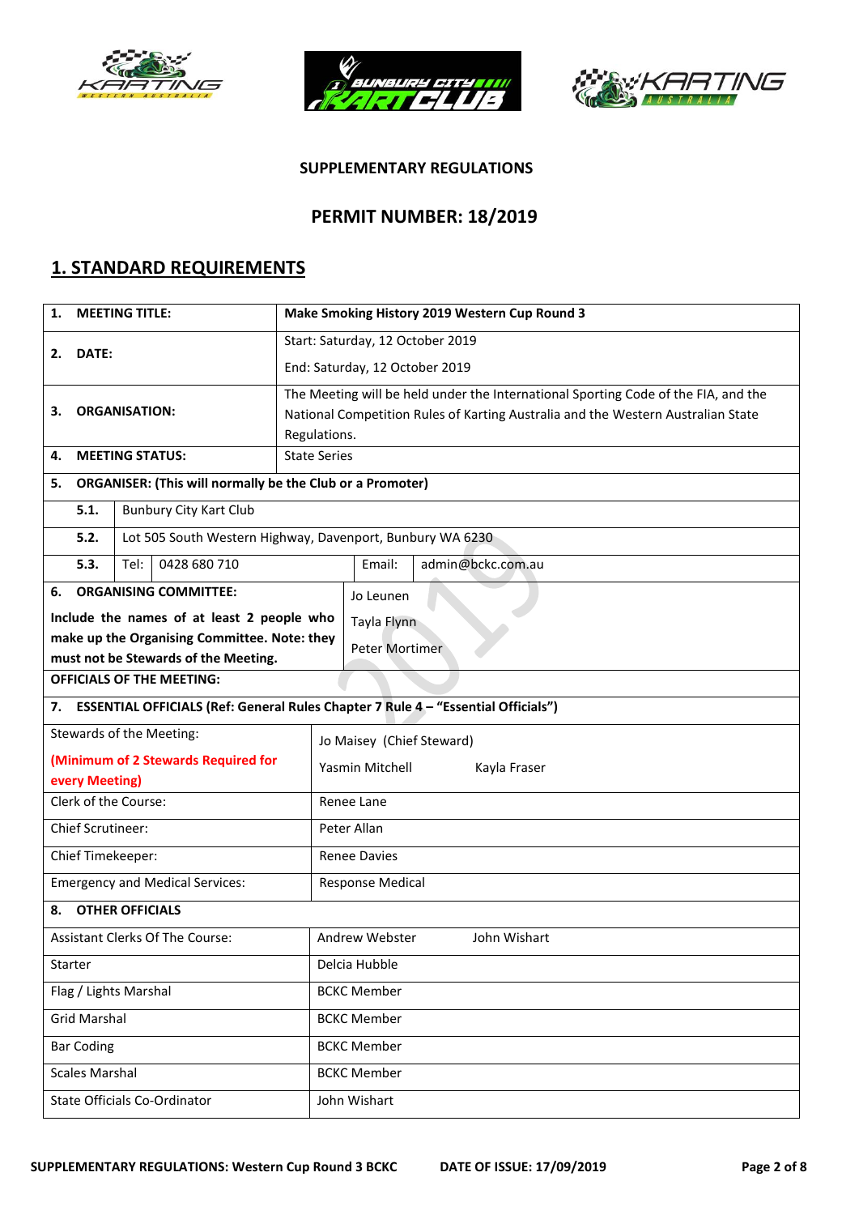**SUPPLEMENTARY REGULATIONS**

## PERMIT NUMBER: 18/2019

## 1. STANDARD REQUIREMENTS

| | |
|---|---|
| **1. MEETING TITLE:** | **Make Smoking History 2019 Western Cup Round 3** |
| **2. DATE:** | Start: Saturday, 12 October 2019<br>End: Saturday, 12 October 2019 |
| **3. ORGANISATION:** | The Meeting will be held under the International Sporting Code of the FIA, and the National Competition Rules of Karting Australia and the Western Australian State Regulations. |
| **4. MEETING STATUS:** | State Series |

| | | | | |
|---|---|---|---|---|
| **5. ORGANISER: (This will normally be the Club or a Promoter)** | | | | |
| **5.1.** | Bunbury City Kart Club | | | |
| **5.2.** | Lot 505 South Western Highway, Davenport, Bunbury WA 6230 | | | |
| **5.3.** | Tel: 0428 680 710 | | Email: | admin@bckc.com.au |

| | |
|---|---|
| **6. ORGANISING COMMITTEE:**<br>**Include the names of at least 2 people who make up the Organising Committee. Note: they must not be Stewards of the Meeting.** | Jo Leunen<br>Tayla Flynn<br>Peter Mortimer |
| **OFFICIALS OF THE MEETING:** | |
| **7. ESSENTIAL OFFICIALS (Ref: General Rules Chapter 7 Rule 4 – "Essential Officials")** | |
| Stewards of the Meeting:<br>**(Minimum of 2 Stewards Required for every Meeting)** | Jo Maisey (Chief Steward)<br>Yasmin Mitchell Kayla Fraser |
| Clerk of the Course: | Renee Lane |
| Chief Scrutineer: | Peter Allan |
| Chief Timekeeper: | Renee Davies |
| Emergency and Medical Services: | Response Medical |
| **8. OTHER OFFICIALS** | |
| Assistant Clerks Of The Course: | Andrew Webster John Wishart |
| Starter | Delcia Hubble |
| Flag / Lights Marshal | BCKC Member |
| Grid Marshal | BCKC Member |
| Bar Coding | BCKC Member |
| Scales Marshal | BCKC Member |
| State Officials Co-Ordinator | John Wishart |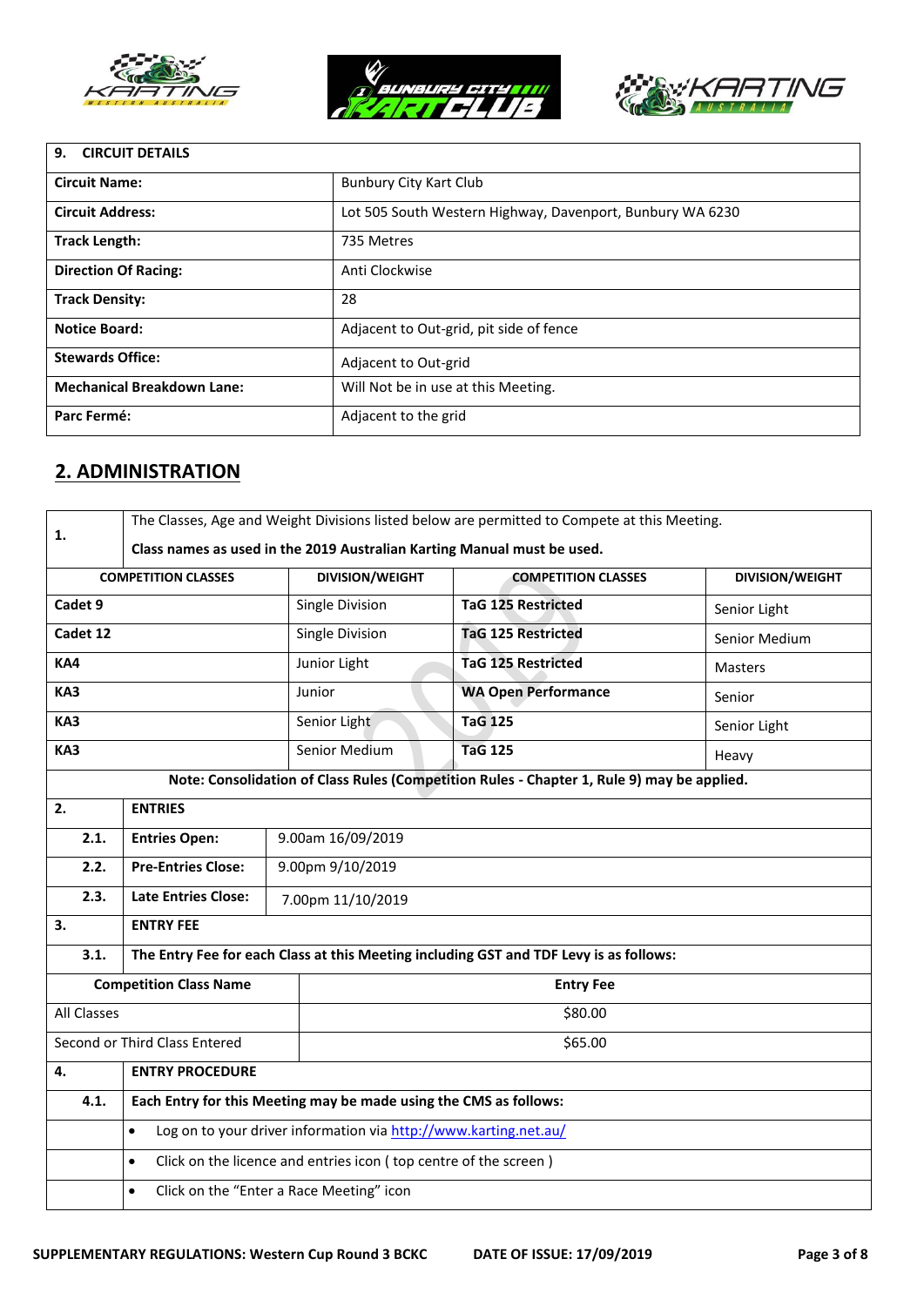| **9. CIRCUIT DETAILS** | |
|---|---|
| **Circuit Name:** | Bunbury City Kart Club |
| **Circuit Address:** | Lot 505 South Western Highway, Davenport, Bunbury WA 6230 |
| **Track Length:** | 735 Metres |
| **Direction Of Racing:** | Anti Clockwise |
| **Track Density:** | 28 |
| **Notice Board:** | Adjacent to Out-grid, pit side of fence |
| **Stewards Office:** | Adjacent to Out-grid |
| **Mechanical Breakdown Lane:** | Will Not be in use at this Meeting. |
| **Parc Fermé:** | Adjacent to the grid |

## 2. ADMINISTRATION

**1.** The Classes, Age and Weight Divisions listed below are permitted to Compete at this Meeting.

**Class names as used in the 2019 Australian Karting Manual must be used.**

| COMPETITION CLASSES | DIVISION/WEIGHT | COMPETITION CLASSES | DIVISION/WEIGHT |
|---|---|---|---|
| **Cadet 9** | Single Division | **TaG 125 Restricted** | Senior Light |
| **Cadet 12** | Single Division | **TaG 125 Restricted** | Senior Medium |
| **KA4** | Junior Light | **TaG 125 Restricted** | Masters |
| **KA3** | Junior | **WA Open Performance** | Senior |
| **KA3** | Senior Light | **TaG 125** | Senior Light |
| **KA3** | Senior Medium | **TaG 125** | Heavy |

**Note: Consolidation of Class Rules (Competition Rules - Chapter 1, Rule 9) may be applied.**

| | | |
|---|---|---|
| **2.** | **ENTRIES** | |
| **2.1.** | **Entries Open:** | 9.00am 16/09/2019 |
| **2.2.** | **Pre-Entries Close:** | 9.00pm 9/10/2019 |
| **2.3.** | **Late Entries Close:** | 7.00pm 11/10/2019 |
| **3.** | **ENTRY FEE** | |
| **3.1.** | **The Entry Fee for each Class at this Meeting including GST and TDF Levy is as follows:** | |

| Competition Class Name | Entry Fee |
|---|---|
| All Classes | $80.00 |
| Second or Third Class Entered | $65.00 |

**4. ENTRY PROCEDURE**

**4.1. Each Entry for this Meeting may be made using the CMS as follows:**

- Log on to your driver information via http://www.karting.net.au/
- Click on the licence and entries icon ( top centre of the screen )
- Click on the "Enter a Race Meeting" icon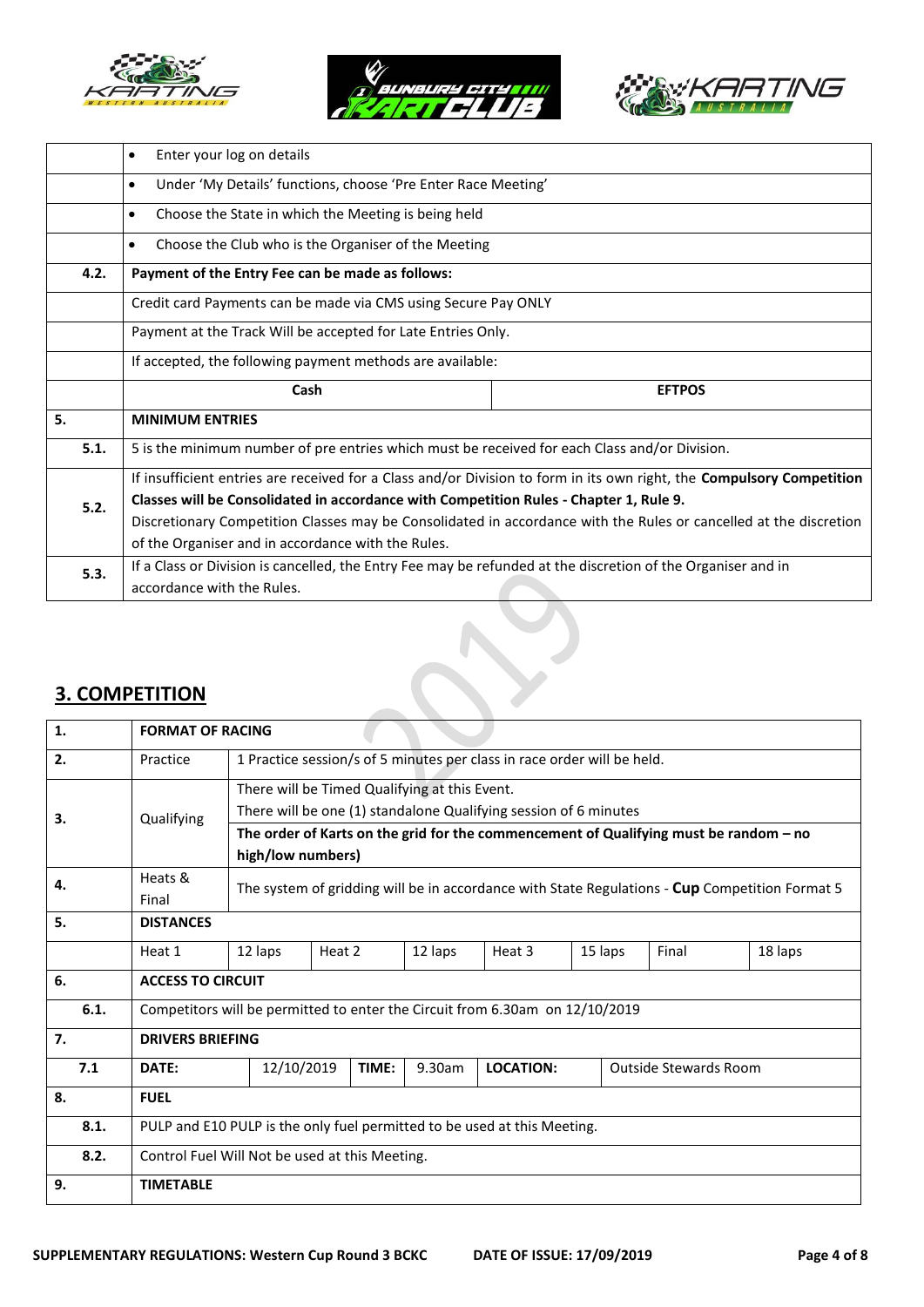| | |
|---|---|
| | • Enter your log on details |
| | • Under 'My Details' functions, choose 'Pre Enter Race Meeting' |
| | • Choose the State in which the Meeting is being held |
| | • Choose the Club who is the Organiser of the Meeting |
| **4.2.** | **Payment of the Entry Fee can be made as follows:** |
| | Credit card Payments can be made via CMS using Secure Pay ONLY |
| | Payment at the Track Will be accepted for Late Entries Only. |
| | If accepted, the following payment methods are available: |
| | **Cash** / **EFTPOS** |
| **5.** | **MINIMUM ENTRIES** |
| **5.1.** | 5 is the minimum number of pre entries which must be received for each Class and/or Division. |
| **5.2.** | If insufficient entries are received for a Class and/or Division to form in its own right, the **Compulsory Competition Classes will be Consolidated in accordance with Competition Rules - Chapter 1, Rule 9.** Discretionary Competition Classes may be Consolidated in accordance with the Rules or cancelled at the discretion of the Organiser and in accordance with the Rules. |
| **5.3.** | If a Class or Division is cancelled, the Entry Fee may be refunded at the discretion of the Organiser and in accordance with the Rules. |

## 3. COMPETITION

| | | | | | | | | |
|---|---|---|---|---|---|---|---|---|
| **1.** | **FORMAT OF RACING** | | | | | | | |
| **2.** | Practice | 1 Practice session/s of 5 minutes per class in race order will be held. | | | | | | |
| **3.** | Qualifying | There will be Timed Qualifying at this Event. There will be one (1) standalone Qualifying session of 6 minutes **The order of Karts on the grid for the commencement of Qualifying must be random – no high/low numbers)** | | | | | | |
| **4.** | Heats & Final | The system of gridding will be in accordance with State Regulations - **Cup** Competition Format 5 | | | | | | |
| **5.** | **DISTANCES** | | | | | | | |
| | Heat 1 | 12 laps | Heat 2 | 12 laps | Heat 3 | 15 laps | Final | 18 laps |
| **6.** | **ACCESS TO CIRCUIT** | | | | | | | |
| **6.1.** | Competitors will be permitted to enter the Circuit from 6.30am on 12/10/2019 | | | | | | | |
| **7.** | **DRIVERS BRIEFING** | | | | | | | |
| **7.1** | **DATE:** | 12/10/2019 | **TIME:** | 9.30am | **LOCATION:** | Outside Stewards Room | | |
| **8.** | **FUEL** | | | | | | | |
| **8.1.** | PULP and E10 PULP is the only fuel permitted to be used at this Meeting. | | | | | | | |
| **8.2.** | Control Fuel Will Not be used at this Meeting. | | | | | | | |
| **9.** | **TIMETABLE** | | | | | | | |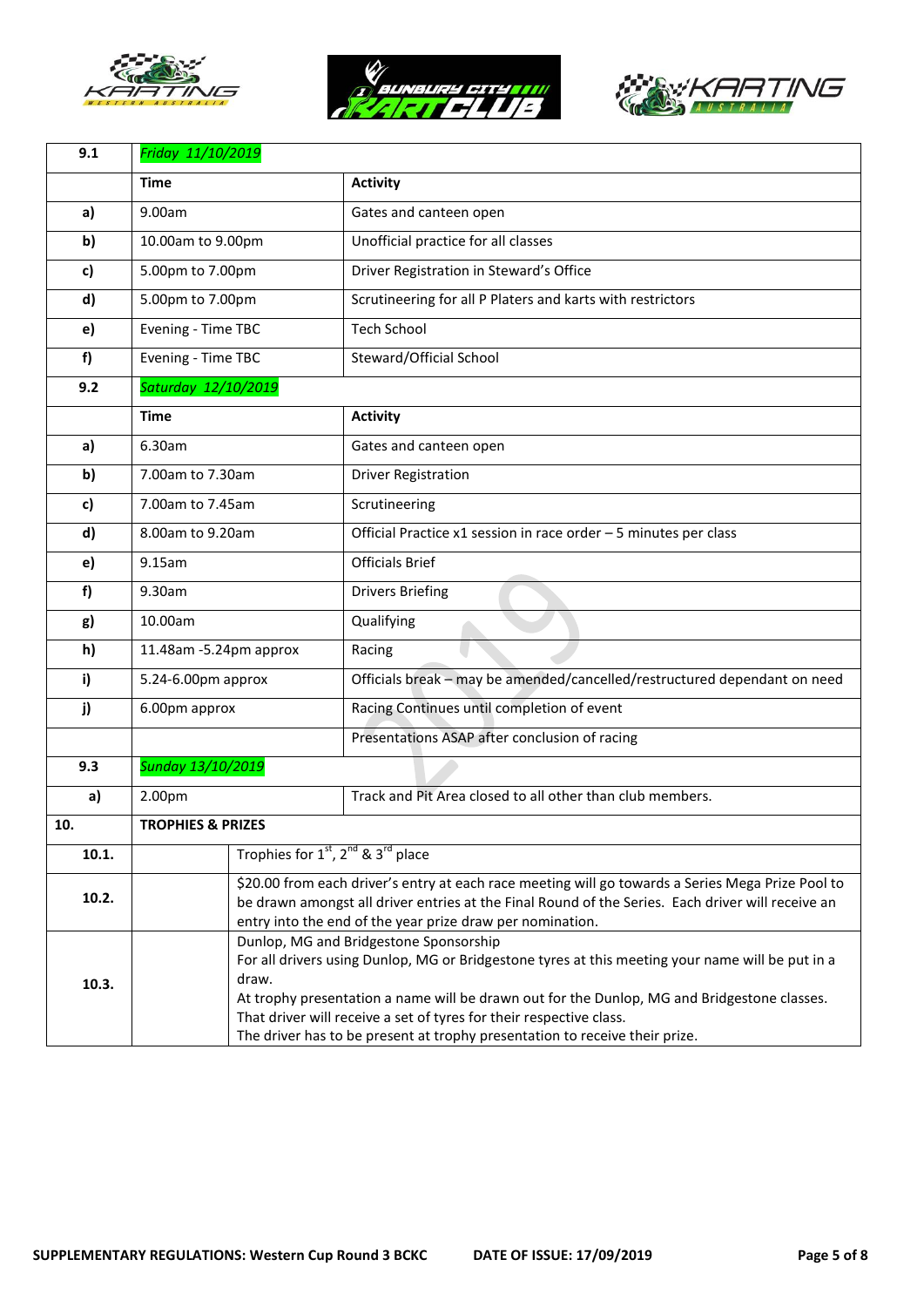| 9.1 | *Friday 11/10/2019* | |
|---|---|---|
| | **Time** | **Activity** |
| **a)** | 9.00am | Gates and canteen open |
| **b)** | 10.00am to 9.00pm | Unofficial practice for all classes |
| **c)** | 5.00pm to 7.00pm | Driver Registration in Steward's Office |
| **d)** | 5.00pm to 7.00pm | Scrutineering for all P Platers and karts with restrictors |
| **e)** | Evening - Time TBC | Tech School |
| **f)** | Evening - Time TBC | Steward/Official School |
| **9.2** | *Saturday 12/10/2019* | |
| | **Time** | **Activity** |
| **a)** | 6.30am | Gates and canteen open |
| **b)** | 7.00am to 7.30am | Driver Registration |
| **c)** | 7.00am to 7.45am | Scrutineering |
| **d)** | 8.00am to 9.20am | Official Practice x1 session in race order – 5 minutes per class |
| **e)** | 9.15am | Officials Brief |
| **f)** | 9.30am | Drivers Briefing |
| **g)** | 10.00am | Qualifying |
| **h)** | 11.48am -5.24pm approx | Racing |
| **i)** | 5.24-6.00pm approx | Officials break – may be amended/cancelled/restructured dependant on need |
| **j)** | 6.00pm approx | Racing Continues until completion of event |
| | | Presentations ASAP after conclusion of racing |
| **9.3** | *Sunday 13/10/2019* | |
| **a)** | 2.00pm | Track and Pit Area closed to all other than club members. |

| **10.** | **TROPHIES & PRIZES** |
|---|---|
| **10.1.** | Trophies for 1st, 2nd & 3rd place |
| **10.2.** | $20.00 from each driver's entry at each race meeting will go towards a Series Mega Prize Pool to be drawn amongst all driver entries at the Final Round of the Series. Each driver will receive an entry into the end of the year prize draw per nomination. |
| **10.3.** | Dunlop, MG and Bridgestone Sponsorship<br>For all drivers using Dunlop, MG or Bridgestone tyres at this meeting your name will be put in a draw.<br>At trophy presentation a name will be drawn out for the Dunlop, MG and Bridgestone classes. That driver will receive a set of tyres for their respective class.<br>The driver has to be present at trophy presentation to receive their prize. |

SUPPLEMENTARY REGULATIONS: Western Cup Round 3 BCKC DATE OF ISSUE: 17/09/2019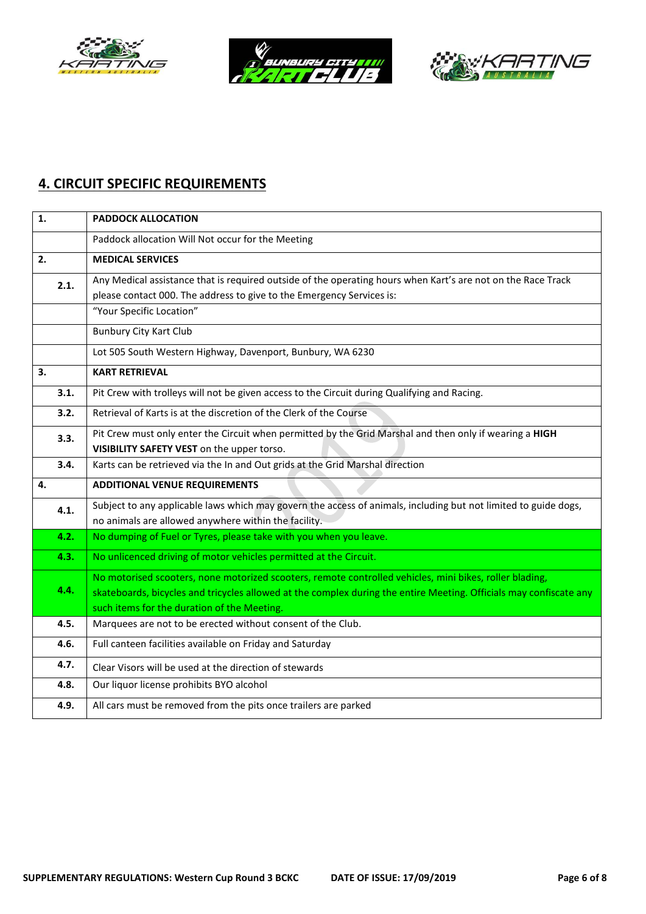## 4. CIRCUIT SPECIFIC REQUIREMENTS

| | |
|---|---|
| **1.** | **PADDOCK ALLOCATION** |
| | Paddock allocation Will Not occur for the Meeting |
| **2.** | **MEDICAL SERVICES** |
| **2.1.** | Any Medical assistance that is required outside of the operating hours when Kart's are not on the Race Track please contact 000. The address to give to the Emergency Services is: |
| | "Your Specific Location" |
| | Bunbury City Kart Club |
| | Lot 505 South Western Highway, Davenport, Bunbury, WA 6230 |
| **3.** | **KART RETRIEVAL** |
| **3.1.** | Pit Crew with trolleys will not be given access to the Circuit during Qualifying and Racing. |
| **3.2.** | Retrieval of Karts is at the discretion of the Clerk of the Course |
| **3.3.** | Pit Crew must only enter the Circuit when permitted by the Grid Marshal and then only if wearing a **HIGH VISIBILITY SAFETY VEST** on the upper torso. |
| **3.4.** | Karts can be retrieved via the In and Out grids at the Grid Marshal direction |
| **4.** | **ADDITIONAL VENUE REQUIREMENTS** |
| **4.1.** | Subject to any applicable laws which may govern the access of animals, including but not limited to guide dogs, no animals are allowed anywhere within the facility. |
| **4.2.** | No dumping of Fuel or Tyres, please take with you when you leave. |
| **4.3.** | No unlicenced driving of motor vehicles permitted at the Circuit. |
| **4.4.** | No motorised scooters, none motorized scooters, remote controlled vehicles, mini bikes, roller blading, skateboards, bicycles and tricycles allowed at the complex during the entire Meeting. Officials may confiscate any such items for the duration of the Meeting. |
| **4.5.** | Marquees are not to be erected without consent of the Club. |
| **4.6.** | Full canteen facilities available on Friday and Saturday |
| **4.7.** | Clear Visors will be used at the direction of stewards |
| **4.8.** | Our liquor license prohibits BYO alcohol |
| **4.9.** | All cars must be removed from the pits once trailers are parked |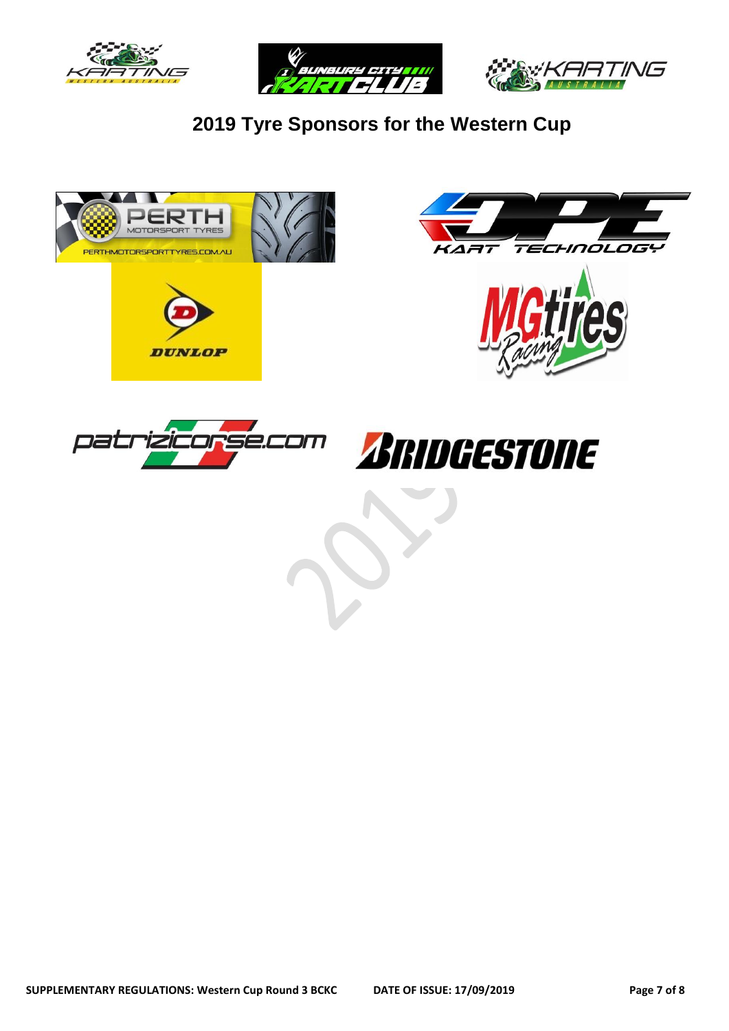# 2019 Tyre Sponsors for the Western Cup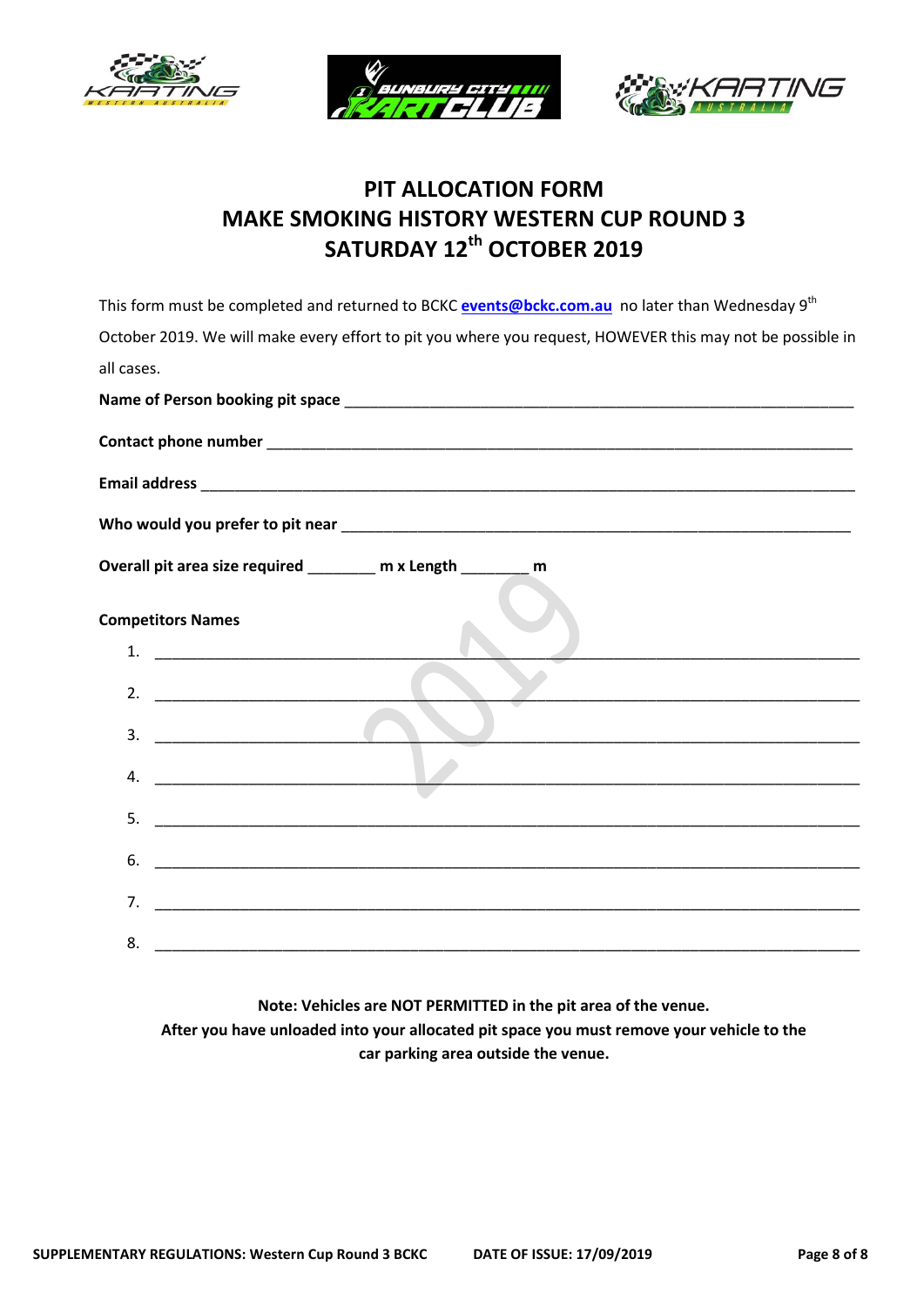# PIT ALLOCATION FORM
# MAKE SMOKING HISTORY WESTERN CUP ROUND 3
# SATURDAY 12th OCTOBER 2019

This form must be completed and returned to BCKC **events@bckc.com.au** no later than Wednesday 9th October 2019. We will make every effort to pit you where you request, HOWEVER this may not be possible in all cases.

**Name of Person booking pit space** ______________________________________________________________

**Contact phone number** ______________________________________________________________________

**Email address** ____________________________________________________________________________

**Who would you prefer to pit near** ______________________________________________________________

**Overall pit area size required** ________ **m x Length** ________ **m**

**Competitors Names**

1. ______________________________________________________________________________
2. ______________________________________________________________________________
3. ______________________________________________________________________________
4. ______________________________________________________________________________
5. ______________________________________________________________________________
6. ______________________________________________________________________________
7. ______________________________________________________________________________
8. ______________________________________________________________________________

**Note: Vehicles are NOT PERMITTED in the pit area of the venue.**
**After you have unloaded into your allocated pit space you must remove your vehicle to the car parking area outside the venue.**